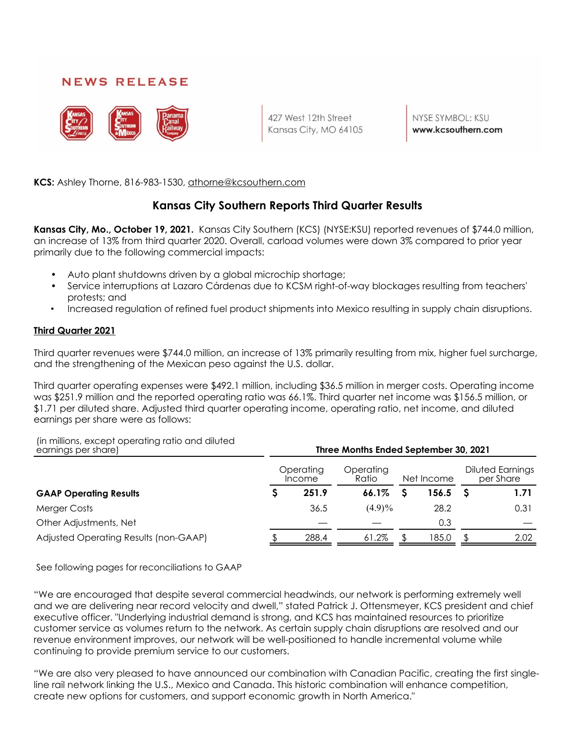NEWS RELEASE

427 West 12th Street
Kansas City, MO 64105

NYSE SYMBOL: KSU
**www.kcsouthern.com**

**KCS:** Ashley Thorne, 816-983-1530, athorne@kcsouthern.com

## Kansas City Southern Reports Third Quarter Results

**Kansas City, Mo., October 19, 2021.** Kansas City Southern (KCS) (NYSE:KSU) reported revenues of $744.0 million, an increase of 13% from third quarter 2020. Overall, carload volumes were down 3% compared to prior year primarily due to the following commercial impacts:

- Auto plant shutdowns driven by a global microchip shortage;
- Service interruptions at Lazaro Cárdenas due to KCSM right-of-way blockages resulting from teachers' protests; and
- Increased regulation of refined fuel product shipments into Mexico resulting in supply chain disruptions.

**Third Quarter 2021**

Third quarter revenues were $744.0 million, an increase of 13% primarily resulting from mix, higher fuel surcharge, and the strengthening of the Mexican peso against the U.S. dollar.

Third quarter operating expenses were $492.1 million, including $36.5 million in merger costs. Operating income was $251.9 million and the reported operating ratio was 66.1%. Third quarter net income was $156.5 million, or $1.71 per diluted share. Adjusted third quarter operating income, operating ratio, net income, and diluted earnings per share were as follows:

| (in millions, except operating ratio and diluted earnings per share) | Three Months Ended September 30, 2021 | | | |
|---|---|---|---|---|
| | Operating Income | Operating Ratio | Net Income | Diluted Earnings per Share |
| **GAAP Operating Results** | **$ 251.9** | **66.1%** | **$ 156.5** | **$ 1.71** |
| Merger Costs | 36.5 | (4.9)% | 28.2 | 0.31 |
| Other Adjustments, Net | — | — | 0.3 | — |
| Adjusted Operating Results (non-GAAP) | $ 288.4 | 61.2% | $ 185.0 | $ 2.02 |

See following pages for reconciliations to GAAP

"We are encouraged that despite several commercial headwinds, our network is performing extremely well and we are delivering near record velocity and dwell," stated Patrick J. Ottensmeyer, KCS president and chief executive officer. "Underlying industrial demand is strong, and KCS has maintained resources to prioritize customer service as volumes return to the network. As certain supply chain disruptions are resolved and our revenue environment improves, our network will be well-positioned to handle incremental volume while continuing to provide premium service to our customers.

"We are also very pleased to have announced our combination with Canadian Pacific, creating the first single-line rail network linking the U.S., Mexico and Canada. This historic combination will enhance competition, create new options for customers, and support economic growth in North America."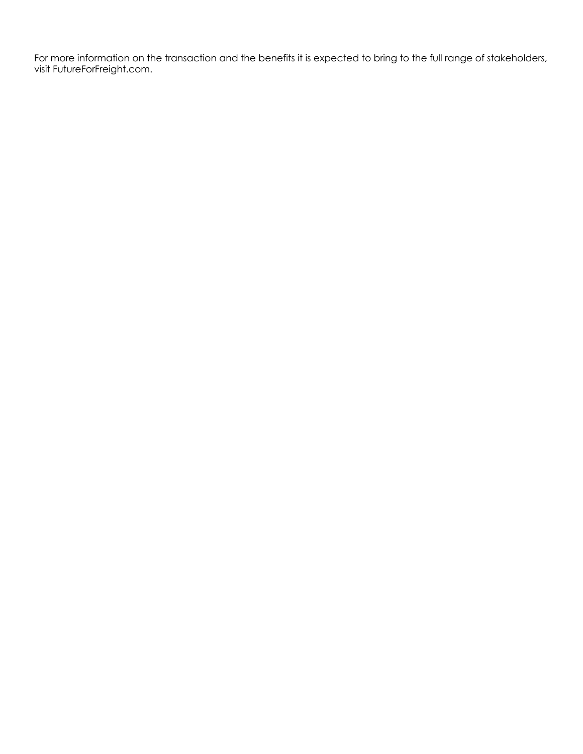For more information on the transaction and the benefits it is expected to bring to the full range of stakeholders, visit FutureForFreight.com.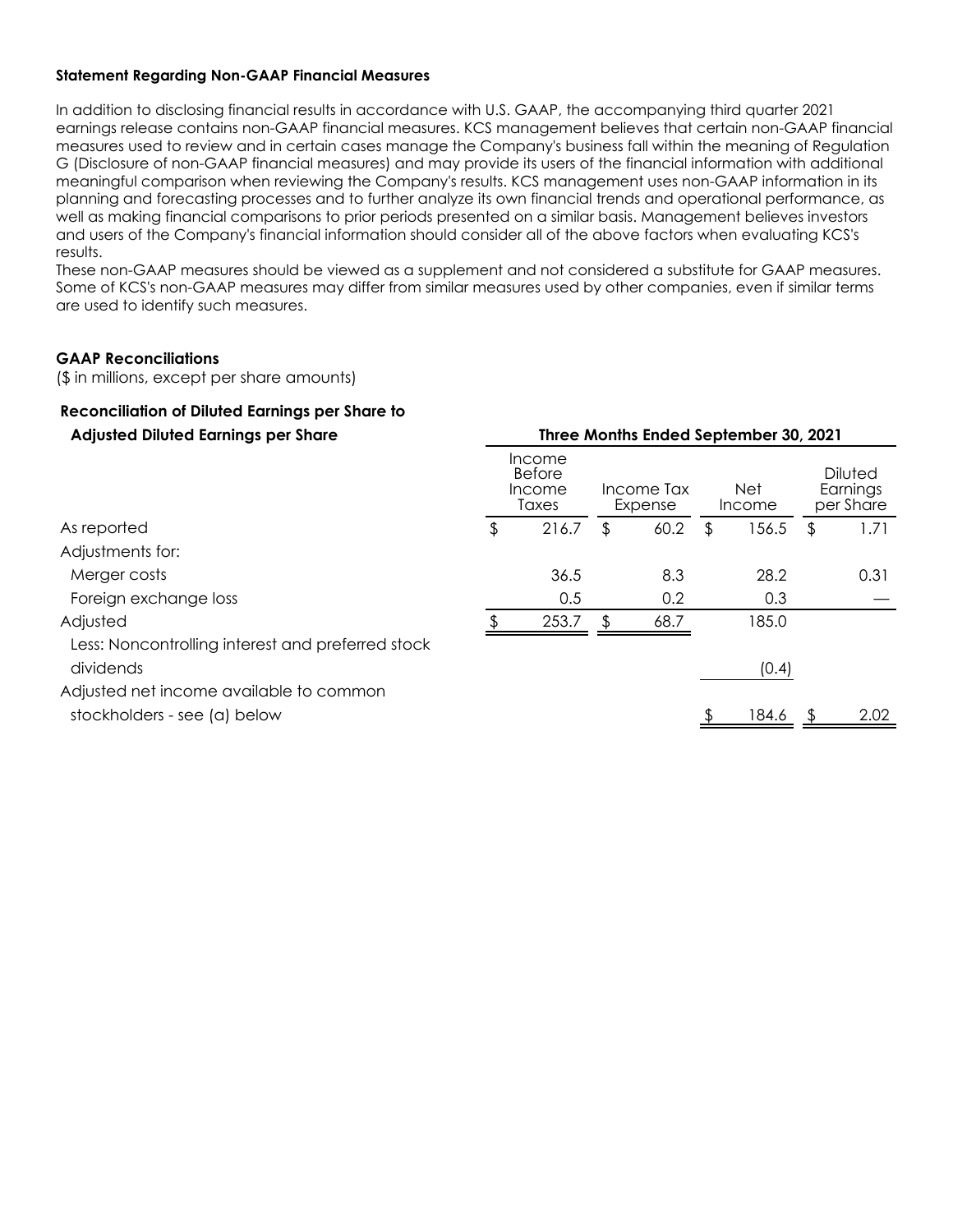**Statement Regarding Non-GAAP Financial Measures**

In addition to disclosing financial results in accordance with U.S. GAAP, the accompanying third quarter 2021 earnings release contains non-GAAP financial measures. KCS management believes that certain non-GAAP financial measures used to review and in certain cases manage the Company's business fall within the meaning of Regulation G (Disclosure of non-GAAP financial measures) and may provide its users of the financial information with additional meaningful comparison when reviewing the Company's results. KCS management uses non-GAAP information in its planning and forecasting processes and to further analyze its own financial trends and operational performance, as well as making financial comparisons to prior periods presented on a similar basis. Management believes investors and users of the Company's financial information should consider all of the above factors when evaluating KCS's results.

These non-GAAP measures should be viewed as a supplement and not considered a substitute for GAAP measures. Some of KCS's non-GAAP measures may differ from similar measures used by other companies, even if similar terms are used to identify such measures.

**GAAP Reconciliations**

($ in millions, except per share amounts)

**Reconciliation of Diluted Earnings per Share to Adjusted Diluted Earnings per Share**

| | Three Months Ended September 30, 2021 | | | |
|---|---|---|---|---|
| | Income Before Income Taxes | Income Tax Expense | Net Income | Diluted Earnings per Share |
| As reported | $ 216.7 | $ 60.2 | $ 156.5 | $ 1.71 |
| Adjustments for: | | | | |
| Merger costs | 36.5 | 8.3 | 28.2 | 0.31 |
| Foreign exchange loss | 0.5 | 0.2 | 0.3 | — |
| Adjusted | $ 253.7 | $ 68.7 | 185.0 | |
| Less: Noncontrolling interest and preferred stock dividends | | | (0.4) | |
| Adjusted net income available to common stockholders - see (a) below | | | $ 184.6 | $ 2.02 |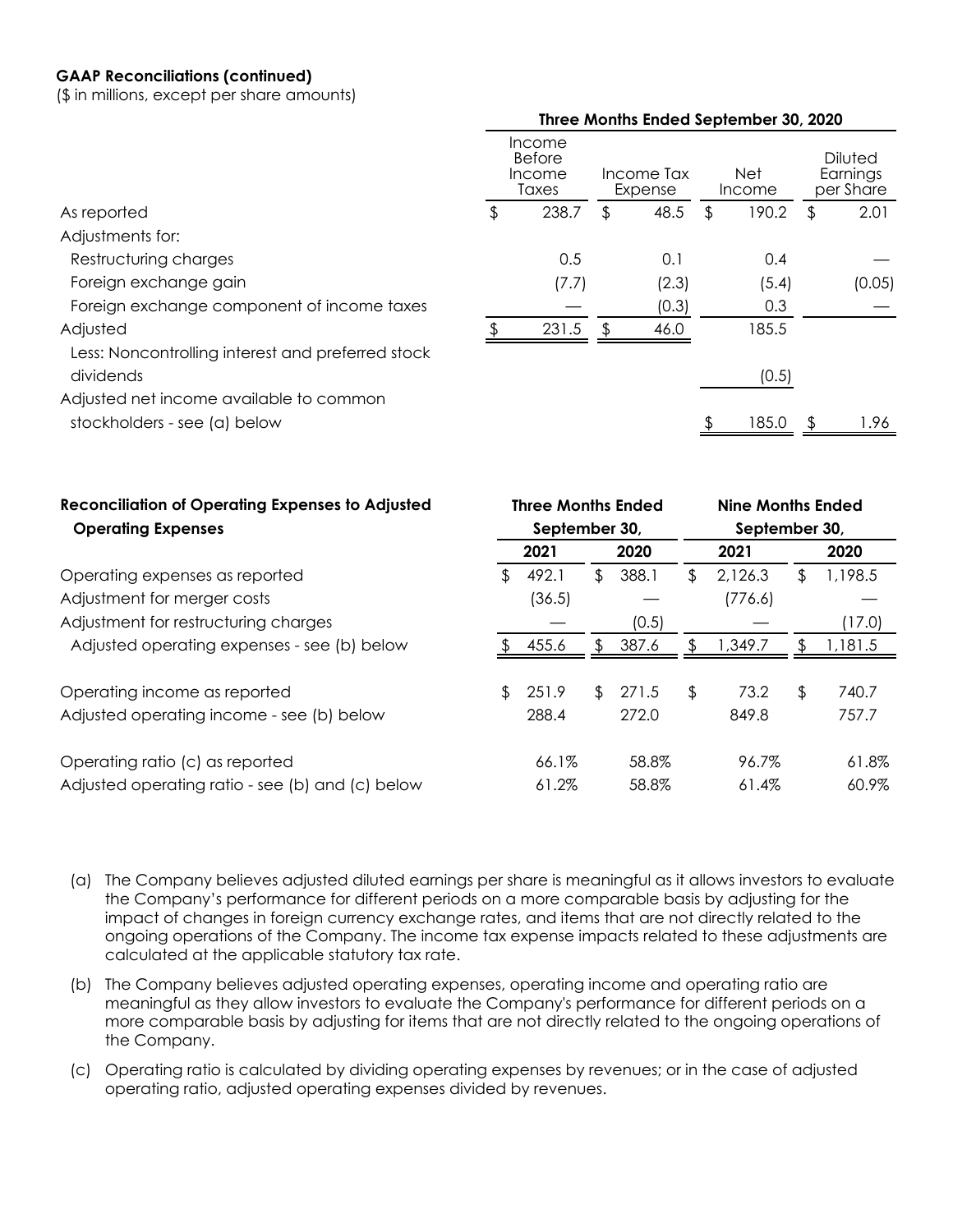**GAAP Reconciliations (continued)**
($ in millions, except per share amounts)

| | Three Months Ended September 30, 2020 | | | |
|---|---|---|---|---|
| | Income Before Income Taxes | Income Tax Expense | Net Income | Diluted Earnings per Share |
| As reported | $ 238.7 | $ 48.5 | $ 190.2 | $ 2.01 |
| Adjustments for: | | | | |
| Restructuring charges | 0.5 | 0.1 | 0.4 | — |
| Foreign exchange gain | (7.7) | (2.3) | (5.4) | (0.05) |
| Foreign exchange component of income taxes | — | (0.3) | 0.3 | — |
| Adjusted | $ 231.5 | $ 46.0 | 185.5 | |
| Less: Noncontrolling interest and preferred stock dividends | | | (0.5) | |
| Adjusted net income available to common stockholders - see (a) below | | | $ 185.0 | $ 1.96 |

| **Reconciliation of Operating Expenses to Adjusted Operating Expenses** | **Three Months Ended September 30,** | | **Nine Months Ended September 30,** | |
|---|---|---|---|---|
| | **2021** | **2020** | **2021** | **2020** |
| Operating expenses as reported | $ 492.1 | $ 388.1 | $ 2,126.3 | $ 1,198.5 |
| Adjustment for merger costs | (36.5) | — | (776.6) | — |
| Adjustment for restructuring charges | — | (0.5) | — | (17.0) |
| Adjusted operating expenses - see (b) below | $ 455.6 | $ 387.6 | $ 1,349.7 | $ 1,181.5 |
| | | | | |
| Operating income as reported | $ 251.9 | $ 271.5 | $ 73.2 | $ 740.7 |
| Adjusted operating income - see (b) below | 288.4 | 272.0 | 849.8 | 757.7 |
| | | | | |
| Operating ratio (c) as reported | 66.1% | 58.8% | 96.7% | 61.8% |
| Adjusted operating ratio - see (b) and (c) below | 61.2% | 58.8% | 61.4% | 60.9% |

(a) The Company believes adjusted diluted earnings per share is meaningful as it allows investors to evaluate the Company's performance for different periods on a more comparable basis by adjusting for the impact of changes in foreign currency exchange rates, and items that are not directly related to the ongoing operations of the Company. The income tax expense impacts related to these adjustments are calculated at the applicable statutory tax rate.

(b) The Company believes adjusted operating expenses, operating income and operating ratio are meaningful as they allow investors to evaluate the Company's performance for different periods on a more comparable basis by adjusting for items that are not directly related to the ongoing operations of the Company.

(c) Operating ratio is calculated by dividing operating expenses by revenues; or in the case of adjusted operating ratio, adjusted operating expenses divided by revenues.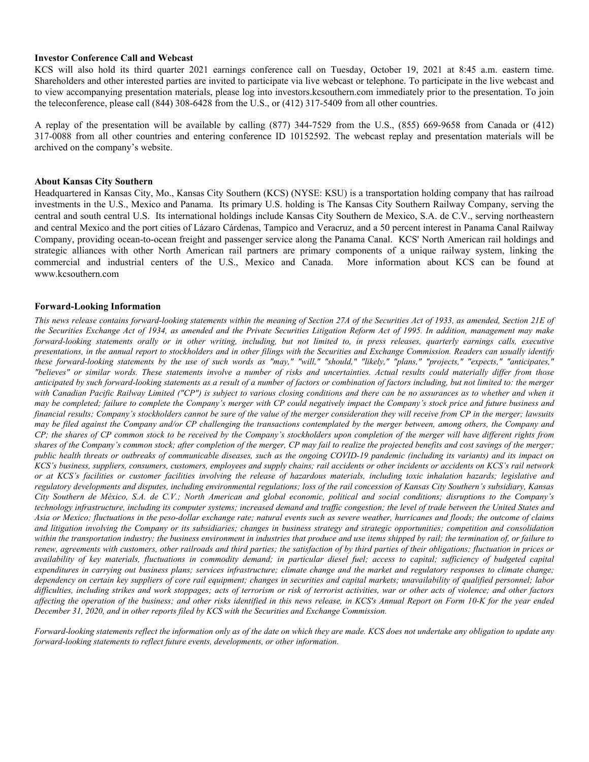**Investor Conference Call and Webcast**

KCS will also hold its third quarter 2021 earnings conference call on Tuesday, October 19, 2021 at 8:45 a.m. eastern time. Shareholders and other interested parties are invited to participate via live webcast or telephone. To participate in the live webcast and to view accompanying presentation materials, please log into investors.kcsouthern.com immediately prior to the presentation. To join the teleconference, please call (844) 308-6428 from the U.S., or (412) 317-5409 from all other countries.

A replay of the presentation will be available by calling (877) 344-7529 from the U.S., (855) 669-9658 from Canada or (412) 317-0088 from all other countries and entering conference ID 10152592. The webcast replay and presentation materials will be archived on the company's website.

**About Kansas City Southern**

Headquartered in Kansas City, Mo., Kansas City Southern (KCS) (NYSE: KSU) is a transportation holding company that has railroad investments in the U.S., Mexico and Panama. Its primary U.S. holding is The Kansas City Southern Railway Company, serving the central and south central U.S. Its international holdings include Kansas City Southern de Mexico, S.A. de C.V., serving northeastern and central Mexico and the port cities of Lázaro Cárdenas, Tampico and Veracruz, and a 50 percent interest in Panama Canal Railway Company, providing ocean-to-ocean freight and passenger service along the Panama Canal. KCS' North American rail holdings and strategic alliances with other North American rail partners are primary components of a unique railway system, linking the commercial and industrial centers of the U.S., Mexico and Canada. More information about KCS can be found at www.kcsouthern.com

**Forward-Looking Information**

*This news release contains forward-looking statements within the meaning of Section 27A of the Securities Act of 1933, as amended, Section 21E of the Securities Exchange Act of 1934, as amended and the Private Securities Litigation Reform Act of 1995. In addition, management may make forward-looking statements orally or in other writing, including, but not limited to, in press releases, quarterly earnings calls, executive presentations, in the annual report to stockholders and in other filings with the Securities and Exchange Commission. Readers can usually identify these forward-looking statements by the use of such words as "may," "will," "should," "likely," "plans," "projects," "expects," "anticipates," "believes" or similar words. These statements involve a number of risks and uncertainties. Actual results could materially differ from those anticipated by such forward-looking statements as a result of a number of factors or combination of factors including, but not limited to: the merger with Canadian Pacific Railway Limited ("CP") is subject to various closing conditions and there can be no assurances as to whether and when it may be completed; failure to complete the Company's merger with CP could negatively impact the Company's stock price and future business and financial results; Company's stockholders cannot be sure of the value of the merger consideration they will receive from CP in the merger; lawsuits may be filed against the Company and/or CP challenging the transactions contemplated by the merger between, among others, the Company and CP; the shares of CP common stock to be received by the Company's stockholders upon completion of the merger will have different rights from shares of the Company's common stock; after completion of the merger, CP may fail to realize the projected benefits and cost savings of the merger; public health threats or outbreaks of communicable diseases, such as the ongoing COVID-19 pandemic (including its variants) and its impact on KCS's business, suppliers, consumers, customers, employees and supply chains; rail accidents or other incidents or accidents on KCS's rail network or at KCS's facilities or customer facilities involving the release of hazardous materials, including toxic inhalation hazards; legislative and regulatory developments and disputes, including environmental regulations; loss of the rail concession of Kansas City Southern's subsidiary, Kansas City Southern de México, S.A. de C.V.; North American and global economic, political and social conditions; disruptions to the Company's technology infrastructure, including its computer systems; increased demand and traffic congestion; the level of trade between the United States and Asia or Mexico; fluctuations in the peso-dollar exchange rate; natural events such as severe weather, hurricanes and floods; the outcome of claims and litigation involving the Company or its subsidiaries; changes in business strategy and strategic opportunities; competition and consolidation within the transportation industry; the business environment in industries that produce and use items shipped by rail; the termination of, or failure to renew, agreements with customers, other railroads and third parties; the satisfaction of by third parties of their obligations; fluctuation in prices or availability of key materials, fluctuations in commodity demand; in particular diesel fuel; access to capital; sufficiency of budgeted capital expenditures in carrying out business plans; services infrastructure; climate change and the market and regulatory responses to climate change; dependency on certain key suppliers of core rail equipment; changes in securities and capital markets; unavailability of qualified personnel; labor difficulties, including strikes and work stoppages; acts of terrorism or risk of terrorist activities, war or other acts of violence; and other factors affecting the operation of the business; and other risks identified in this news release, in KCS's Annual Report on Form 10-K for the year ended December 31, 2020, and in other reports filed by KCS with the Securities and Exchange Commission.*

*Forward-looking statements reflect the information only as of the date on which they are made. KCS does not undertake any obligation to update any forward-looking statements to reflect future events, developments, or other information.*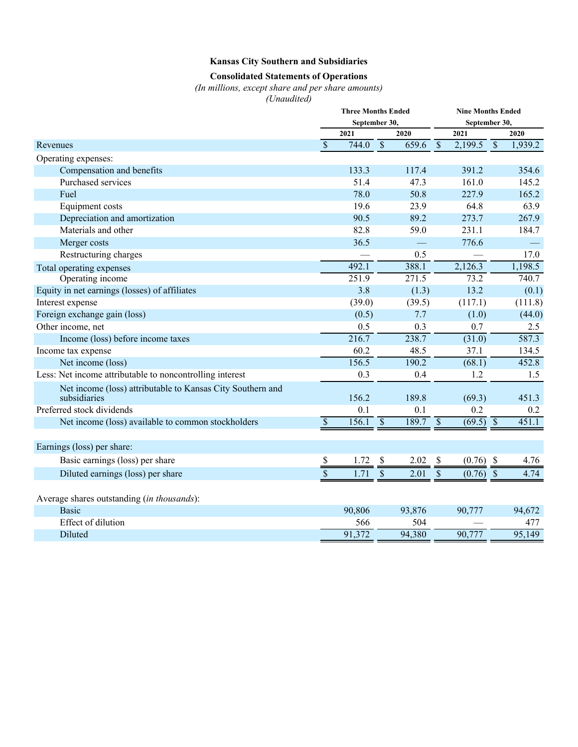**Kansas City Southern and Subsidiaries**

**Consolidated Statements of Operations**

*(In millions, except share and per share amounts)*

*(Unaudited)*

| | Three Months Ended September 30, | | Nine Months Ended September 30, | |
|---|---|---|---|---|
| | 2021 | 2020 | 2021 | 2020 |
| Revenues | $ 744.0 | $ 659.6 | $ 2,199.5 | $ 1,939.2 |
| Operating expenses: | | | | |
| Compensation and benefits | 133.3 | 117.4 | 391.2 | 354.6 |
| Purchased services | 51.4 | 47.3 | 161.0 | 145.2 |
| Fuel | 78.0 | 50.8 | 227.9 | 165.2 |
| Equipment costs | 19.6 | 23.9 | 64.8 | 63.9 |
| Depreciation and amortization | 90.5 | 89.2 | 273.7 | 267.9 |
| Materials and other | 82.8 | 59.0 | 231.1 | 184.7 |
| Merger costs | 36.5 | — | 776.6 | — |
| Restructuring charges | — | 0.5 | — | 17.0 |
| Total operating expenses | 492.1 | 388.1 | 2,126.3 | 1,198.5 |
| Operating income | 251.9 | 271.5 | 73.2 | 740.7 |
| Equity in net earnings (losses) of affiliates | 3.8 | (1.3) | 13.2 | (0.1) |
| Interest expense | (39.0) | (39.5) | (117.1) | (111.8) |
| Foreign exchange gain (loss) | (0.5) | 7.7 | (1.0) | (44.0) |
| Other income, net | 0.5 | 0.3 | 0.7 | 2.5 |
| Income (loss) before income taxes | 216.7 | 238.7 | (31.0) | 587.3 |
| Income tax expense | 60.2 | 48.5 | 37.1 | 134.5 |
| Net income (loss) | 156.5 | 190.2 | (68.1) | 452.8 |
| Less: Net income attributable to noncontrolling interest | 0.3 | 0.4 | 1.2 | 1.5 |
| Net income (loss) attributable to Kansas City Southern and subsidiaries | 156.2 | 189.8 | (69.3) | 451.3 |
| Preferred stock dividends | 0.1 | 0.1 | 0.2 | 0.2 |
| Net income (loss) available to common stockholders | $ 156.1 | $ 189.7 | $ (69.5) | $ 451.1 |
| | | | | |
| Earnings (loss) per share: | | | | |
| Basic earnings (loss) per share | $ 1.72 | $ 2.02 | $ (0.76) | $ 4.76 |
| Diluted earnings (loss) per share | $ 1.71 | $ 2.01 | $ (0.76) | $ 4.74 |
| | | | | |
| Average shares outstanding (*in thousands*): | | | | |
| Basic | 90,806 | 93,876 | 90,777 | 94,672 |
| Effect of dilution | 566 | 504 | — | 477 |
| Diluted | 91,372 | 94,380 | 90,777 | 95,149 |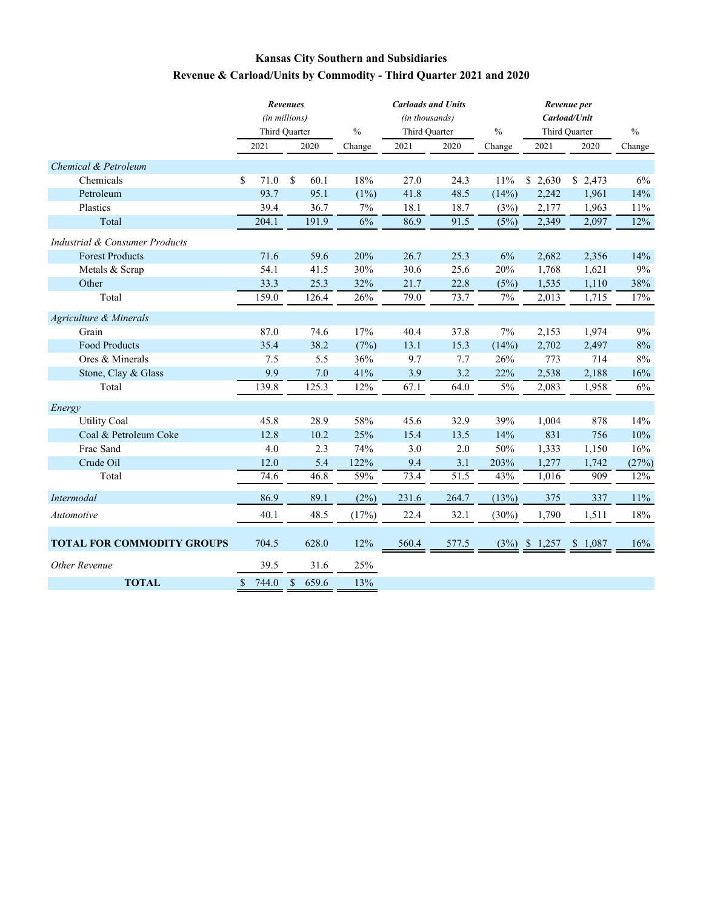# Kansas City Southern and Subsidiaries

## Revenue & Carload/Units by Commodity - Third Quarter 2021 and 2020

| | *Revenues* *(in millions)* Third Quarter | | % | *Carloads and Units* *(in thousands)* Third Quarter | | % | *Revenue per Carload/Unit* Third Quarter | | % |
|---|---|---|---|---|---|---|---|---|---|
| | 2021 | 2020 | Change | 2021 | 2020 | Change | 2021 | 2020 | Change |
| *Chemical & Petroleum* | | | | | | | | | |
| Chemicals | $ 71.0 | $ 60.1 | 18% | 27.0 | 24.3 | 11% | $ 2,630 | $ 2,473 | 6% |
| Petroleum | 93.7 | 95.1 | (1%) | 41.8 | 48.5 | (14%) | 2,242 | 1,961 | 14% |
| Plastics | 39.4 | 36.7 | 7% | 18.1 | 18.7 | (3%) | 2,177 | 1,963 | 11% |
| Total | 204.1 | 191.9 | 6% | 86.9 | 91.5 | (5%) | 2,349 | 2,097 | 12% |
| *Industrial & Consumer Products* | | | | | | | | | |
| Forest Products | 71.6 | 59.6 | 20% | 26.7 | 25.3 | 6% | 2,682 | 2,356 | 14% |
| Metals & Scrap | 54.1 | 41.5 | 30% | 30.6 | 25.6 | 20% | 1,768 | 1,621 | 9% |
| Other | 33.3 | 25.3 | 32% | 21.7 | 22.8 | (5%) | 1,535 | 1,110 | 38% |
| Total | 159.0 | 126.4 | 26% | 79.0 | 73.7 | 7% | 2,013 | 1,715 | 17% |
| *Agriculture & Minerals* | | | | | | | | | |
| Grain | 87.0 | 74.6 | 17% | 40.4 | 37.8 | 7% | 2,153 | 1,974 | 9% |
| Food Products | 35.4 | 38.2 | (7%) | 13.1 | 15.3 | (14%) | 2,702 | 2,497 | 8% |
| Ores & Minerals | 7.5 | 5.5 | 36% | 9.7 | 7.7 | 26% | 773 | 714 | 8% |
| Stone, Clay & Glass | 9.9 | 7.0 | 41% | 3.9 | 3.2 | 22% | 2,538 | 2,188 | 16% |
| Total | 139.8 | 125.3 | 12% | 67.1 | 64.0 | 5% | 2,083 | 1,958 | 6% |
| *Energy* | | | | | | | | | |
| Utility Coal | 45.8 | 28.9 | 58% | 45.6 | 32.9 | 39% | 1,004 | 878 | 14% |
| Coal & Petroleum Coke | 12.8 | 10.2 | 25% | 15.4 | 13.5 | 14% | 831 | 756 | 10% |
| Frac Sand | 4.0 | 2.3 | 74% | 3.0 | 2.0 | 50% | 1,333 | 1,150 | 16% |
| Crude Oil | 12.0 | 5.4 | 122% | 9.4 | 3.1 | 203% | 1,277 | 1,742 | (27%) |
| Total | 74.6 | 46.8 | 59% | 73.4 | 51.5 | 43% | 1,016 | 909 | 12% |
| *Intermodal* | 86.9 | 89.1 | (2%) | 231.6 | 264.7 | (13%) | 375 | 337 | 11% |
| *Automotive* | 40.1 | 48.5 | (17%) | 22.4 | 32.1 | (30%) | 1,790 | 1,511 | 18% |
| **TOTAL FOR COMMODITY GROUPS** | 704.5 | 628.0 | 12% | 560.4 | 577.5 | (3%) | $ 1,257 | $ 1,087 | 16% |
| *Other Revenue* | 39.5 | 31.6 | 25% | | | | | | |
| **TOTAL** | $ 744.0 | $ 659.6 | 13% | | | | | | |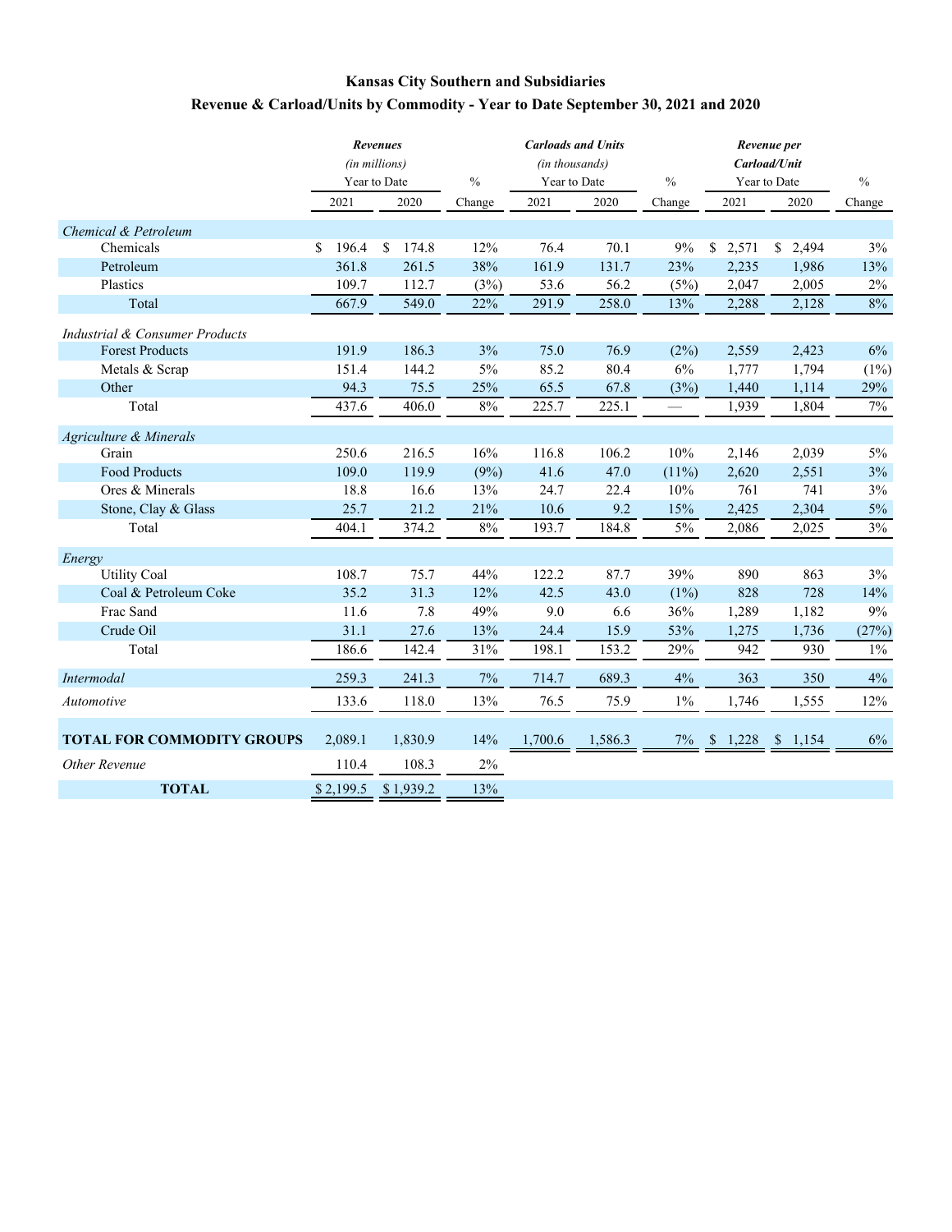**Kansas City Southern and Subsidiaries**

**Revenue & Carload/Units by Commodity - Year to Date September 30, 2021 and 2020**

| | ***Revenues*** *(in millions)* Year to Date | | % | ***Carloads and Units*** *(in thousands)* Year to Date | | % | ***Revenue per Carload/Unit*** Year to Date | | % |
|---|---|---|---|---|---|---|---|---|---|
| | 2021 | 2020 | Change | 2021 | 2020 | Change | 2021 | 2020 | Change |
| *Chemical & Petroleum* | | | | | | | | | |
| Chemicals | $ 196.4 | $ 174.8 | 12% | 76.4 | 70.1 | 9% | $ 2,571 | $ 2,494 | 3% |
| Petroleum | 361.8 | 261.5 | 38% | 161.9 | 131.7 | 23% | 2,235 | 1,986 | 13% |
| Plastics | 109.7 | 112.7 | (3%) | 53.6 | 56.2 | (5%) | 2,047 | 2,005 | 2% |
| Total | 667.9 | 549.0 | 22% | 291.9 | 258.0 | 13% | 2,288 | 2,128 | 8% |
| *Industrial & Consumer Products* | | | | | | | | | |
| Forest Products | 191.9 | 186.3 | 3% | 75.0 | 76.9 | (2%) | 2,559 | 2,423 | 6% |
| Metals & Scrap | 151.4 | 144.2 | 5% | 85.2 | 80.4 | 6% | 1,777 | 1,794 | (1%) |
| Other | 94.3 | 75.5 | 25% | 65.5 | 67.8 | (3%) | 1,440 | 1,114 | 29% |
| Total | 437.6 | 406.0 | 8% | 225.7 | 225.1 | — | 1,939 | 1,804 | 7% |
| *Agriculture & Minerals* | | | | | | | | | |
| Grain | 250.6 | 216.5 | 16% | 116.8 | 106.2 | 10% | 2,146 | 2,039 | 5% |
| Food Products | 109.0 | 119.9 | (9%) | 41.6 | 47.0 | (11%) | 2,620 | 2,551 | 3% |
| Ores & Minerals | 18.8 | 16.6 | 13% | 24.7 | 22.4 | 10% | 761 | 741 | 3% |
| Stone, Clay & Glass | 25.7 | 21.2 | 21% | 10.6 | 9.2 | 15% | 2,425 | 2,304 | 5% |
| Total | 404.1 | 374.2 | 8% | 193.7 | 184.8 | 5% | 2,086 | 2,025 | 3% |
| *Energy* | | | | | | | | | |
| Utility Coal | 108.7 | 75.7 | 44% | 122.2 | 87.7 | 39% | 890 | 863 | 3% |
| Coal & Petroleum Coke | 35.2 | 31.3 | 12% | 42.5 | 43.0 | (1%) | 828 | 728 | 14% |
| Frac Sand | 11.6 | 7.8 | 49% | 9.0 | 6.6 | 36% | 1,289 | 1,182 | 9% |
| Crude Oil | 31.1 | 27.6 | 13% | 24.4 | 15.9 | 53% | 1,275 | 1,736 | (27%) |
| Total | 186.6 | 142.4 | 31% | 198.1 | 153.2 | 29% | 942 | 930 | 1% |
| *Intermodal* | 259.3 | 241.3 | 7% | 714.7 | 689.3 | 4% | 363 | 350 | 4% |
| *Automotive* | 133.6 | 118.0 | 13% | 76.5 | 75.9 | 1% | 1,746 | 1,555 | 12% |
| **TOTAL FOR COMMODITY GROUPS** | 2,089.1 | 1,830.9 | 14% | 1,700.6 | 1,586.3 | 7% | $ 1,228 | $ 1,154 | 6% |
| *Other Revenue* | 110.4 | 108.3 | 2% | | | | | | |
| **TOTAL** | $ 2,199.5 | $ 1,939.2 | 13% | | | | | | |